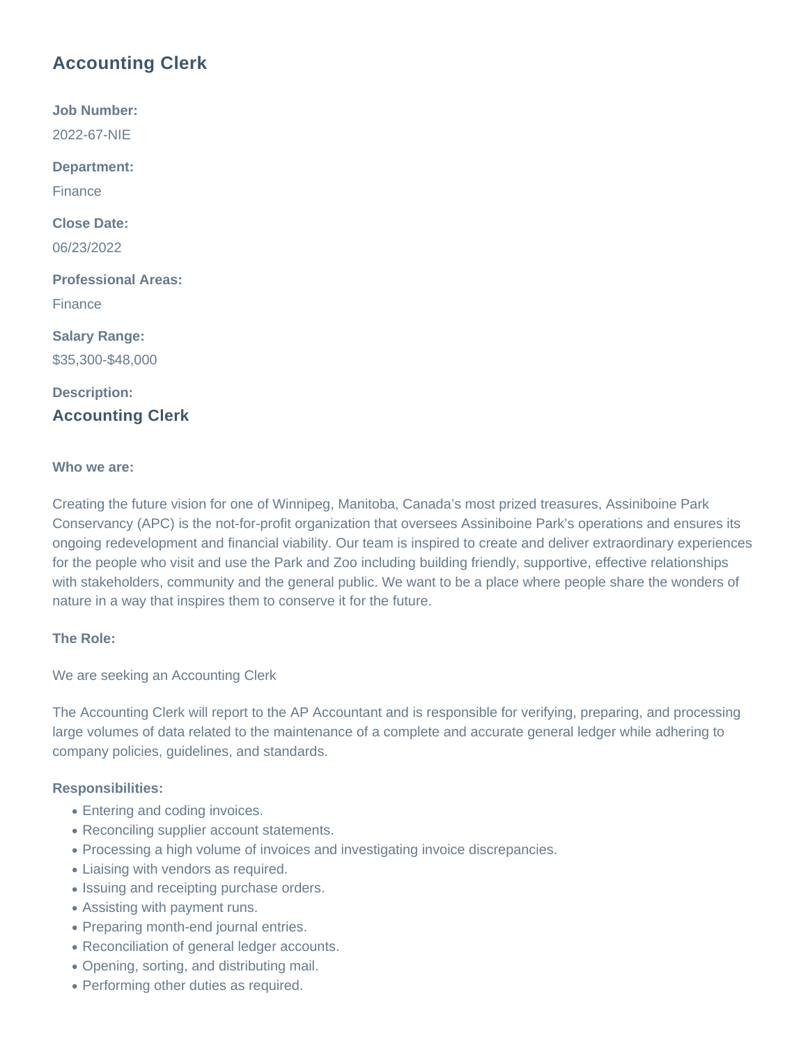# Accounting Clerk

**Job Number:**

2022-67-NIE

**Department:**

Finance

**Close Date:**

06/23/2022

**Professional Areas:**

Finance

**Salary Range:**

$35,300-$48,000

**Description:**

## Accounting Clerk

**Who we are:**

Creating the future vision for one of Winnipeg, Manitoba, Canada's most prized treasures, Assiniboine Park Conservancy (APC) is the not-for-profit organization that oversees Assiniboine Park's operations and ensures its ongoing redevelopment and financial viability. Our team is inspired to create and deliver extraordinary experiences for the people who visit and use the Park and Zoo including building friendly, supportive, effective relationships with stakeholders, community and the general public. We want to be a place where people share the wonders of nature in a way that inspires them to conserve it for the future.

**The Role:**

We are seeking an Accounting Clerk

The Accounting Clerk will report to the AP Accountant and is responsible for verifying, preparing, and processing large volumes of data related to the maintenance of a complete and accurate general ledger while adhering to company policies, guidelines, and standards.

**Responsibilities:**

- Entering and coding invoices.
- Reconciling supplier account statements.
- Processing a high volume of invoices and investigating invoice discrepancies.
- Liaising with vendors as required.
- Issuing and receipting purchase orders.
- Assisting with payment runs.
- Preparing month-end journal entries.
- Reconciliation of general ledger accounts.
- Opening, sorting, and distributing mail.
- Performing other duties as required.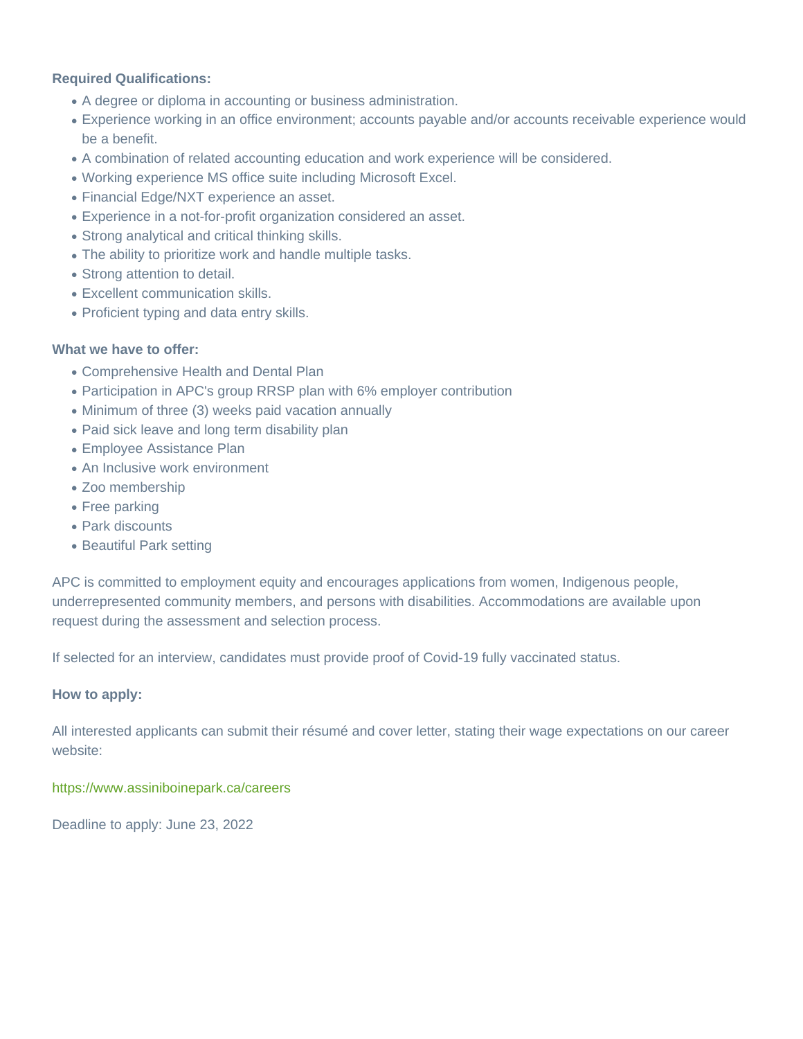**Required Qualifications:**

- A degree or diploma in accounting or business administration.
- Experience working in an office environment; accounts payable and/or accounts receivable experience would be a benefit.
- A combination of related accounting education and work experience will be considered.
- Working experience MS office suite including Microsoft Excel.
- Financial Edge/NXT experience an asset.
- Experience in a not-for-profit organization considered an asset.
- Strong analytical and critical thinking skills.
- The ability to prioritize work and handle multiple tasks.
- Strong attention to detail.
- Excellent communication skills.
- Proficient typing and data entry skills.

**What we have to offer:**

- Comprehensive Health and Dental Plan
- Participation in APC's group RRSP plan with 6% employer contribution
- Minimum of three (3) weeks paid vacation annually
- Paid sick leave and long term disability plan
- Employee Assistance Plan
- An Inclusive work environment
- Zoo membership
- Free parking
- Park discounts
- Beautiful Park setting

APC is committed to employment equity and encourages applications from women, Indigenous people, underrepresented community members, and persons with disabilities. Accommodations are available upon request during the assessment and selection process.

If selected for an interview, candidates must provide proof of Covid-19 fully vaccinated status.

**How to apply:**

All interested applicants can submit their résumé and cover letter, stating their wage expectations on our career website:

https://www.assiniboinepark.ca/careers

Deadline to apply: June 23, 2022